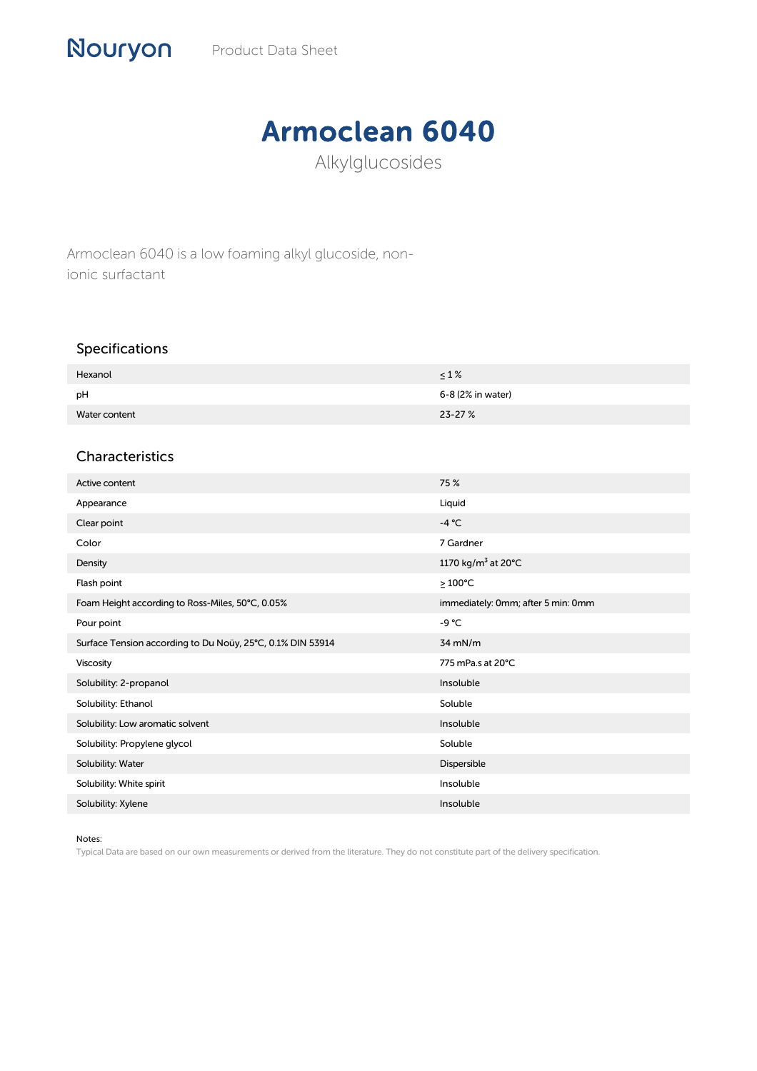Nouryon Product Data Sheet

# Armoclean 6040

Alkylglucosides

Armoclean 6040 is a low foaming alkyl glucoside, non-ionic surfactant

## Specifications

| | |
|---|---|
| Hexanol | ≤ 1 % |
| pH | 6-8 (2% in water) |
| Water content | 23-27 % |

## Characteristics

| | |
|---|---|
| Active content | 75 % |
| Appearance | Liquid |
| Clear point | -4 °C |
| Color | 7 Gardner |
| Density | 1170 kg/m$^3$ at 20°C |
| Flash point | ≥ 100°C |
| Foam Height according to Ross-Miles, 50°C, 0.05% | immediately: 0mm; after 5 min: 0mm |
| Pour point | -9 °C |
| Surface Tension according to Du Noüy, 25°C, 0.1% DIN 53914 | 34 mN/m |
| Viscosity | 775 mPa.s at 20°C |
| Solubility: 2-propanol | Insoluble |
| Solubility: Ethanol | Soluble |
| Solubility: Low aromatic solvent | Insoluble |
| Solubility: Propylene glycol | Soluble |
| Solubility: Water | Dispersible |
| Solubility: White spirit | Insoluble |
| Solubility: Xylene | Insoluble |

Notes:

Typical Data are based on our own measurements or derived from the literature. They do not constitute part of the delivery specification.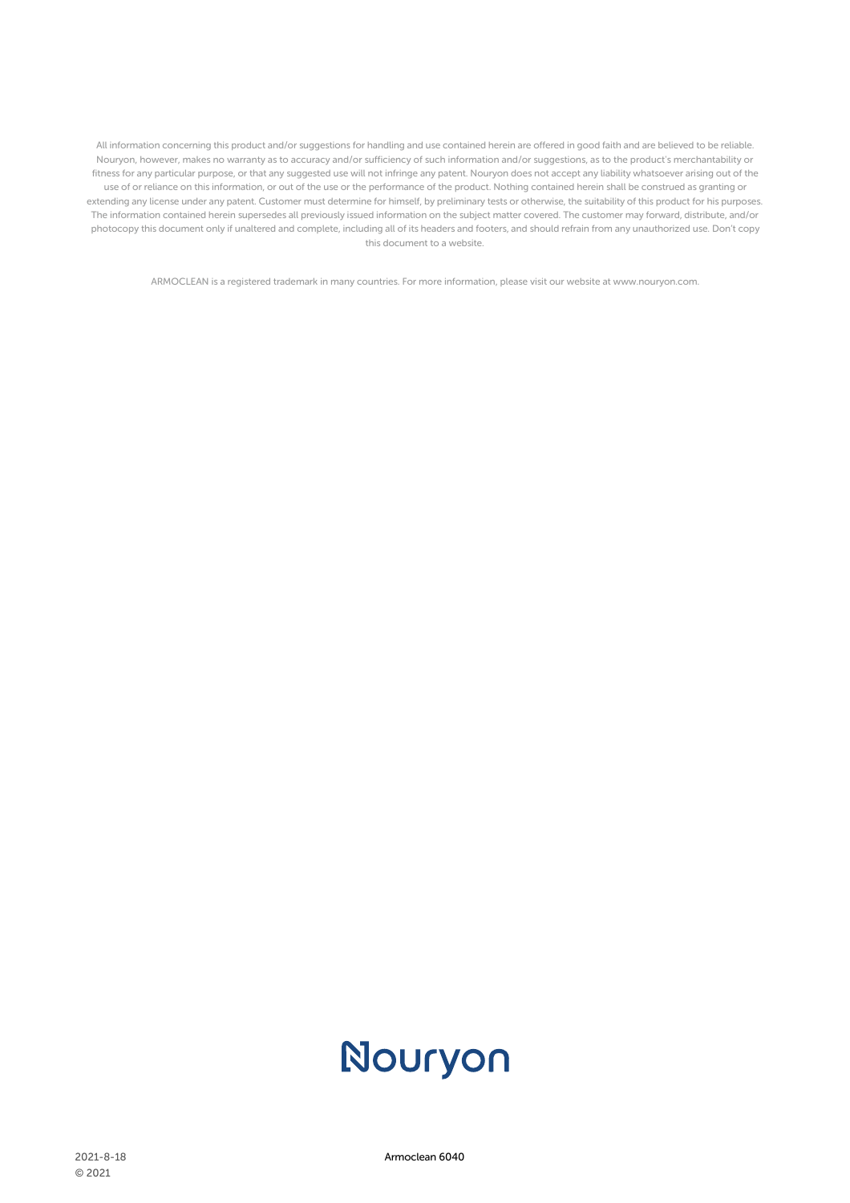All information concerning this product and/or suggestions for handling and use contained herein are offered in good faith and are believed to be reliable. Nouryon, however, makes no warranty as to accuracy and/or sufficiency of such information and/or suggestions, as to the product's merchantability or fitness for any particular purpose, or that any suggested use will not infringe any patent. Nouryon does not accept any liability whatsoever arising out of the use of or reliance on this information, or out of the use or the performance of the product. Nothing contained herein shall be construed as granting or extending any license under any patent. Customer must determine for himself, by preliminary tests or otherwise, the suitability of this product for his purposes. The information contained herein supersedes all previously issued information on the subject matter covered. The customer may forward, distribute, and/or photocopy this document only if unaltered and complete, including all of its headers and footers, and should refrain from any unauthorized use. Don't copy this document to a website.

ARMOCLEAN is a registered trademark in many countries. For more information, please visit our website at www.nouryon.com.

Nouryon

2021-8-18
© 2021

Armoclean 6040